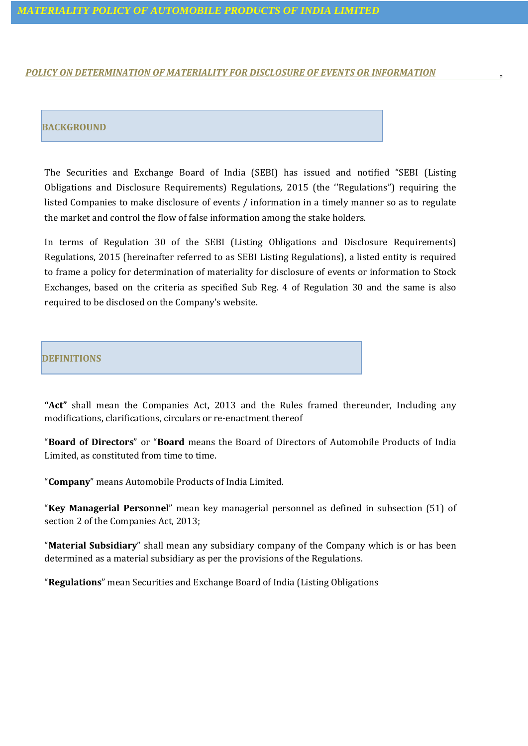# MATERIALITY POLICY OF AUTOMOBILE PRODUCTS OF INDIA LIMITED

## *POLICY ON DETERMINATION OF MATERIALITY FOR DISCLOSURE OF EVENTS OR INFORMATION*

### BACKGROUND

The Securities and Exchange Board of India (SEBI) has issued and notified "SEBI (Listing Obligations and Disclosure Requirements) Regulations, 2015 (the ''Regulations") requiring the listed Companies to make disclosure of events / information in a timely manner so as to regulate the market and control the flow of false information among the stake holders.

In terms of Regulation 30 of the SEBI (Listing Obligations and Disclosure Requirements) Regulations, 2015 (hereinafter referred to as SEBI Listing Regulations), a listed entity is required to frame a policy for determination of materiality for disclosure of events or information to Stock Exchanges, based on the criteria as specified Sub Reg. 4 of Regulation 30 and the same is also required to be disclosed on the Company's website.

### DEFINITIONS

**"Act"** shall mean the Companies Act, 2013 and the Rules framed thereunder, Including any modifications, clarifications, circulars or re-enactment thereof

"**Board of Directors**" or "**Board** means the Board of Directors of Automobile Products of India Limited, as constituted from time to time.

"**Company**" means Automobile Products of India Limited.

"**Key Managerial Personnel**" mean key managerial personnel as defined in subsection (51) of section 2 of the Companies Act, 2013;

"**Material Subsidiary**" shall mean any subsidiary company of the Company which is or has been determined as a material subsidiary as per the provisions of the Regulations.

"**Regulations**" mean Securities and Exchange Board of India (Listing Obligations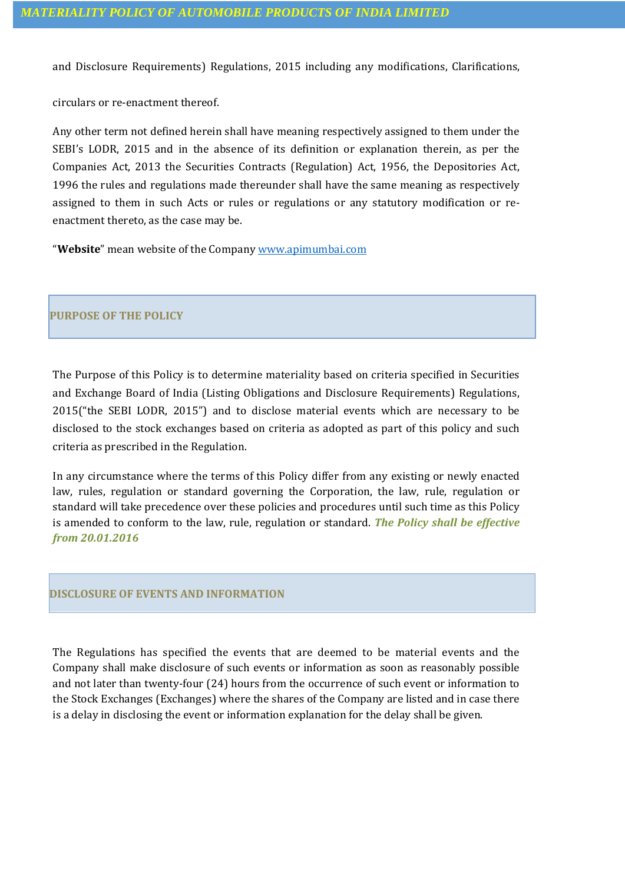and Disclosure Requirements) Regulations, 2015 including any modifications, Clarifications, circulars or re-enactment thereof.

Any other term not defined herein shall have meaning respectively assigned to them under the SEBI's LODR, 2015 and in the absence of its definition or explanation therein, as per the Companies Act, 2013 the Securities Contracts (Regulation) Act, 1956, the Depositories Act, 1996 the rules and regulations made thereunder shall have the same meaning as respectively assigned to them in such Acts or rules or regulations or any statutory modification or re-enactment thereto, as the case may be.

"**Website**" mean website of the Company www.apimumbai.com

## PURPOSE OF THE POLICY

The Purpose of this Policy is to determine materiality based on criteria specified in Securities and Exchange Board of India (Listing Obligations and Disclosure Requirements) Regulations, 2015("the SEBI LODR, 2015") and to disclose material events which are necessary to be disclosed to the stock exchanges based on criteria as adopted as part of this policy and such criteria as prescribed in the Regulation.

In any circumstance where the terms of this Policy differ from any existing or newly enacted law, rules, regulation or standard governing the Corporation, the law, rule, regulation or standard will take precedence over these policies and procedures until such time as this Policy is amended to conform to the law, rule, regulation or standard. ***The Policy shall be effective from 20.01.2016***

## DISCLOSURE OF EVENTS AND INFORMATION

The Regulations has specified the events that are deemed to be material events and the Company shall make disclosure of such events or information as soon as reasonably possible and not later than twenty-four (24) hours from the occurrence of such event or information to the Stock Exchanges (Exchanges) where the shares of the Company are listed and in case there is a delay in disclosing the event or information explanation for the delay shall be given.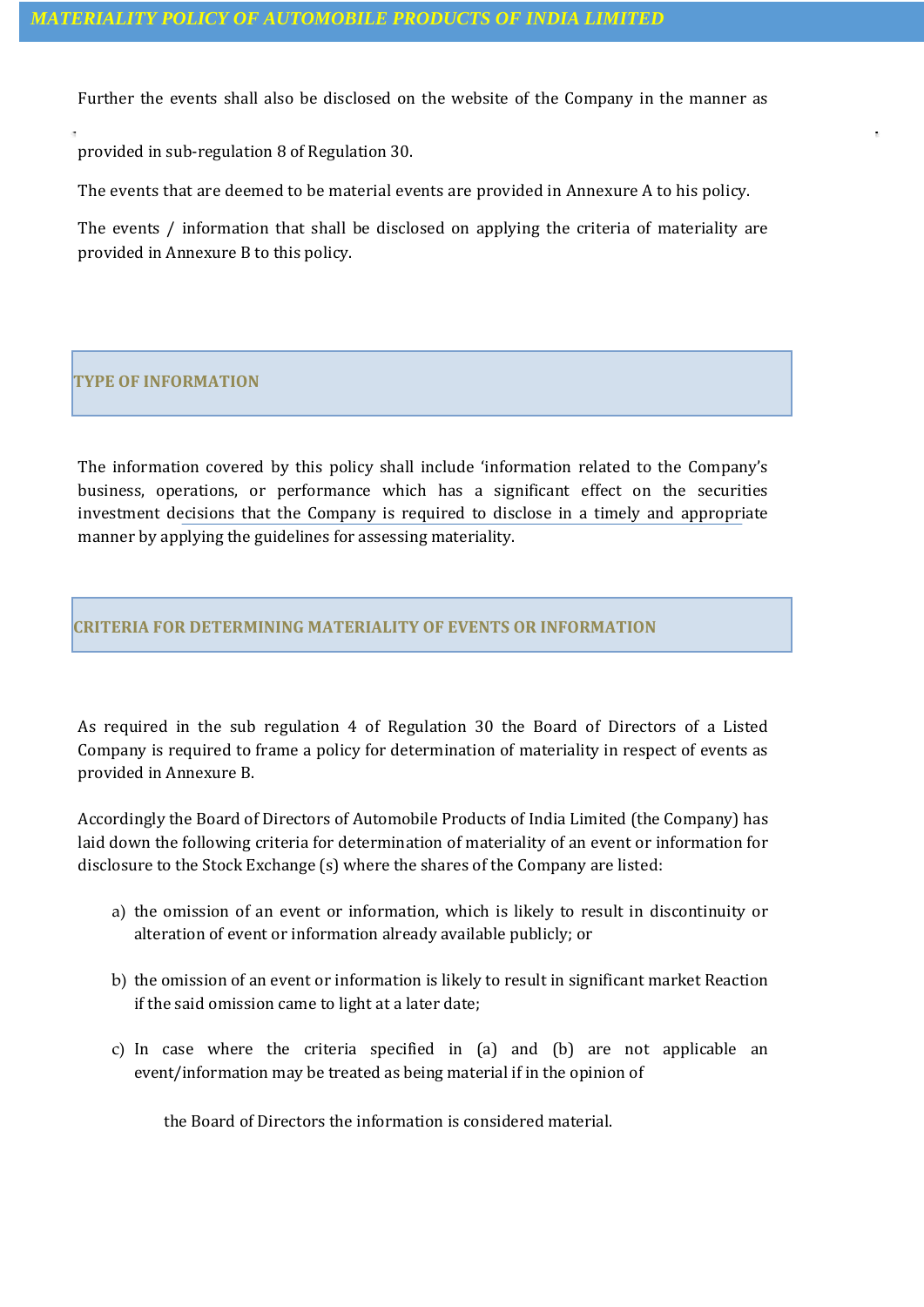Further the events shall also be disclosed on the website of the Company in the manner as provided in sub-regulation 8 of Regulation 30.

The events that are deemed to be material events are provided in Annexure A to his policy.

The events / information that shall be disclosed on applying the criteria of materiality are provided in Annexure B to this policy.

## TYPE OF INFORMATION

The information covered by this policy shall include 'information related to the Company's business, operations, or performance which has a significant effect on the securities investment decisions that the Company is required to disclose in a timely and appropriate manner by applying the guidelines for assessing materiality.

## CRITERIA FOR DETERMINING MATERIALITY OF EVENTS OR INFORMATION

As required in the sub regulation 4 of Regulation 30 the Board of Directors of a Listed Company is required to frame a policy for determination of materiality in respect of events as provided in Annexure B.

Accordingly the Board of Directors of Automobile Products of India Limited (the Company) has laid down the following criteria for determination of materiality of an event or information for disclosure to the Stock Exchange (s) where the shares of the Company are listed:

a) the omission of an event or information, which is likely to result in discontinuity or alteration of event or information already available publicly; or

b) the omission of an event or information is likely to result in significant market Reaction if the said omission came to light at a later date;

c) In case where the criteria specified in (a) and (b) are not applicable an event/information may be treated as being material if in the opinion of the Board of Directors the information is considered material.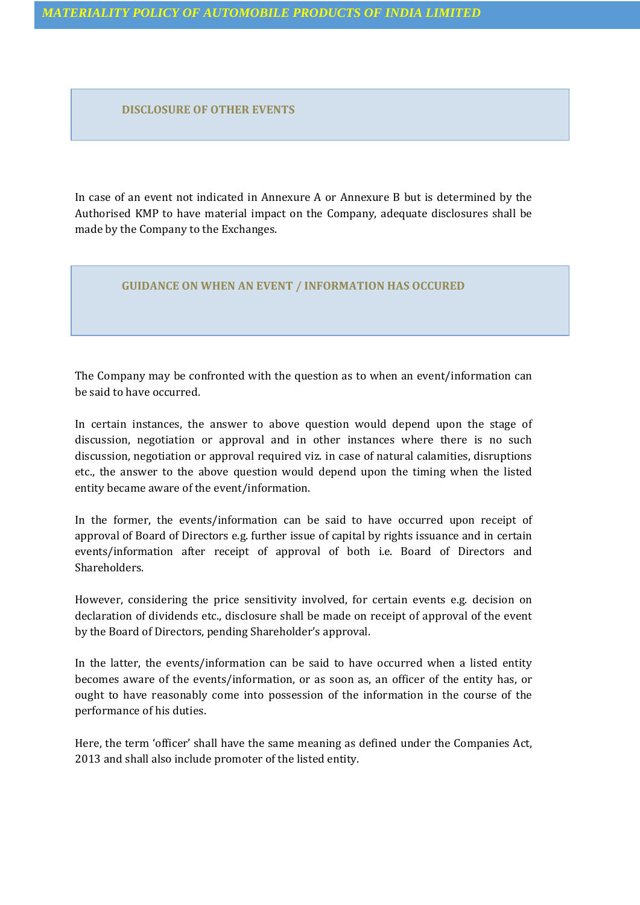## DISCLOSURE OF OTHER EVENTS

In case of an event not indicated in Annexure A or Annexure B but is determined by the Authorised KMP to have material impact on the Company, adequate disclosures shall be made by the Company to the Exchanges.

## GUIDANCE ON WHEN AN EVENT / INFORMATION HAS OCCURED

The Company may be confronted with the question as to when an event/information can be said to have occurred.

In certain instances, the answer to above question would depend upon the stage of discussion, negotiation or approval and in other instances where there is no such discussion, negotiation or approval required viz. in case of natural calamities, disruptions etc., the answer to the above question would depend upon the timing when the listed entity became aware of the event/information.

In the former, the events/information can be said to have occurred upon receipt of approval of Board of Directors e.g. further issue of capital by rights issuance and in certain events/information after receipt of approval of both i.e. Board of Directors and Shareholders.

However, considering the price sensitivity involved, for certain events e.g. decision on declaration of dividends etc., disclosure shall be made on receipt of approval of the event by the Board of Directors, pending Shareholder's approval.

In the latter, the events/information can be said to have occurred when a listed entity becomes aware of the events/information, or as soon as, an officer of the entity has, or ought to have reasonably come into possession of the information in the course of the performance of his duties.

Here, the term 'officer' shall have the same meaning as defined under the Companies Act, 2013 and shall also include promoter of the listed entity.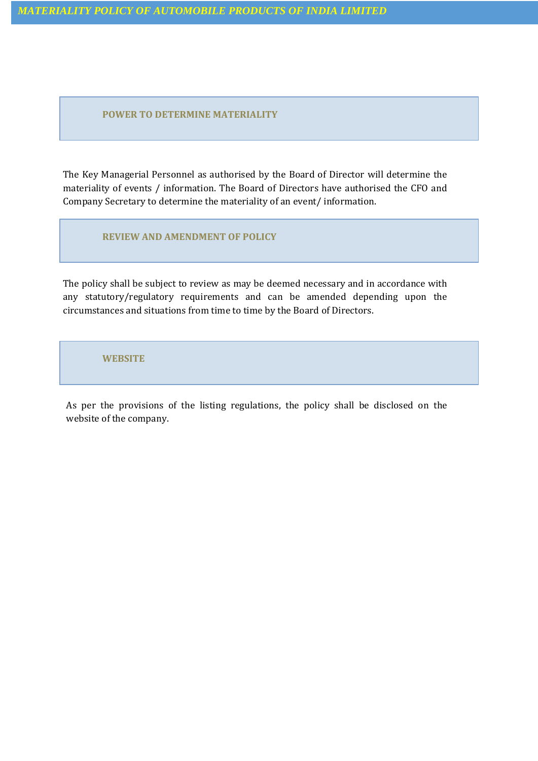## POWER TO DETERMINE MATERIALITY

The Key Managerial Personnel as authorised by the Board of Director will determine the materiality of events / information. The Board of Directors have authorised the CFO and Company Secretary to determine the materiality of an event/ information.

## REVIEW AND AMENDMENT OF POLICY

The policy shall be subject to review as may be deemed necessary and in accordance with any statutory/regulatory requirements and can be amended depending upon the circumstances and situations from time to time by the Board of Directors.

## WEBSITE

As per the provisions of the listing regulations, the policy shall be disclosed on the website of the company.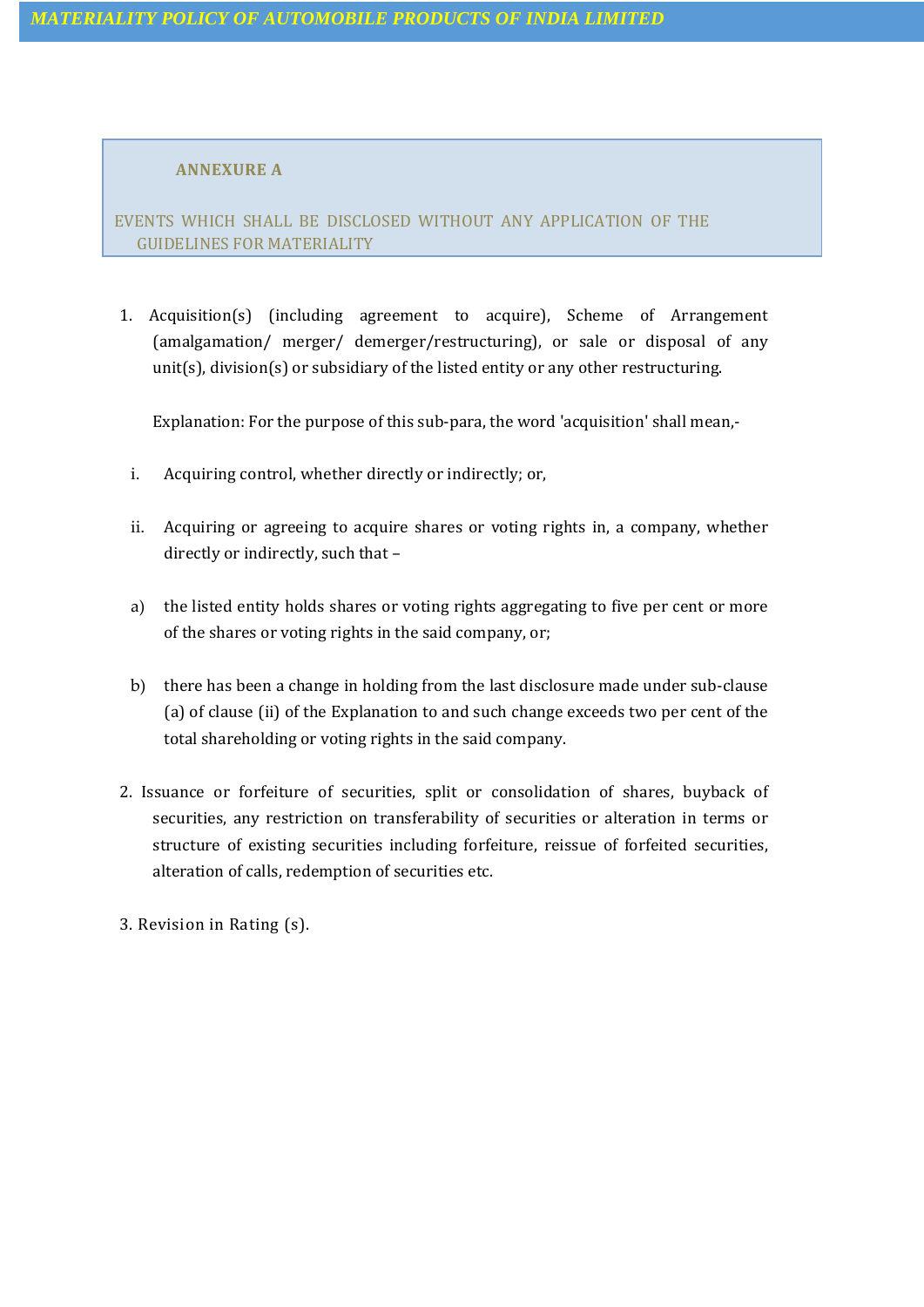## ANNEXURE A

EVENTS WHICH SHALL BE DISCLOSED WITHOUT ANY APPLICATION OF THE GUIDELINES FOR MATERIALITY

1. Acquisition(s) (including agreement to acquire), Scheme of Arrangement (amalgamation/ merger/ demerger/restructuring), or sale or disposal of any unit(s), division(s) or subsidiary of the listed entity or any other restructuring.

   Explanation: For the purpose of this sub-para, the word 'acquisition' shall mean,-

   i. Acquiring control, whether directly or indirectly; or,

   ii. Acquiring or agreeing to acquire shares or voting rights in, a company, whether directly or indirectly, such that –

   a) the listed entity holds shares or voting rights aggregating to five per cent or more of the shares or voting rights in the said company, or;

   b) there has been a change in holding from the last disclosure made under sub-clause (a) of clause (ii) of the Explanation to and such change exceeds two per cent of the total shareholding or voting rights in the said company.

2. Issuance or forfeiture of securities, split or consolidation of shares, buyback of securities, any restriction on transferability of securities or alteration in terms or structure of existing securities including forfeiture, reissue of forfeited securities, alteration of calls, redemption of securities etc.

3. Revision in Rating (s).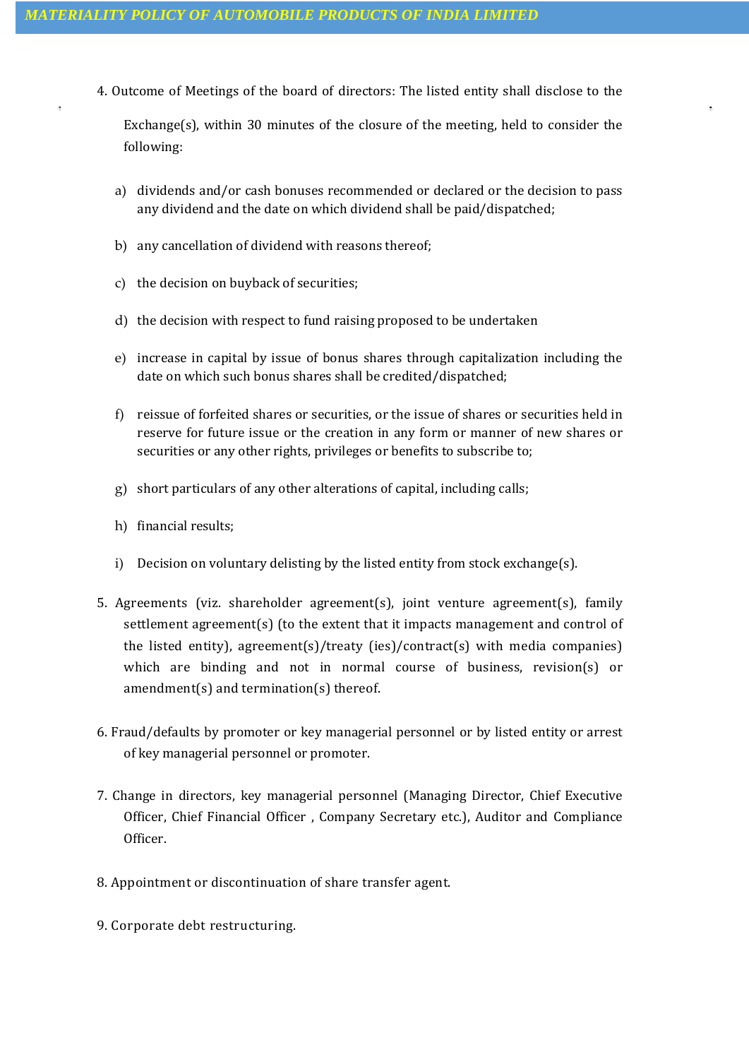4. Outcome of Meetings of the board of directors: The listed entity shall disclose to the Exchange(s), within 30 minutes of the closure of the meeting, held to consider the following:

    a) dividends and/or cash bonuses recommended or declared or the decision to pass any dividend and the date on which dividend shall be paid/dispatched;

    b) any cancellation of dividend with reasons thereof;

    c) the decision on buyback of securities;

    d) the decision with respect to fund raising proposed to be undertaken

    e) increase in capital by issue of bonus shares through capitalization including the date on which such bonus shares shall be credited/dispatched;

    f) reissue of forfeited shares or securities, or the issue of shares or securities held in reserve for future issue or the creation in any form or manner of new shares or securities or any other rights, privileges or benefits to subscribe to;

    g) short particulars of any other alterations of capital, including calls;

    h) financial results;

    i) Decision on voluntary delisting by the listed entity from stock exchange(s).

5. Agreements (viz. shareholder agreement(s), joint venture agreement(s), family settlement agreement(s) (to the extent that it impacts management and control of the listed entity), agreement(s)/treaty (ies)/contract(s) with media companies) which are binding and not in normal course of business, revision(s) or amendment(s) and termination(s) thereof.

6. Fraud/defaults by promoter or key managerial personnel or by listed entity or arrest of key managerial personnel or promoter.

7. Change in directors, key managerial personnel (Managing Director, Chief Executive Officer, Chief Financial Officer , Company Secretary etc.), Auditor and Compliance Officer.

8. Appointment or discontinuation of share transfer agent.

9. Corporate debt restructuring.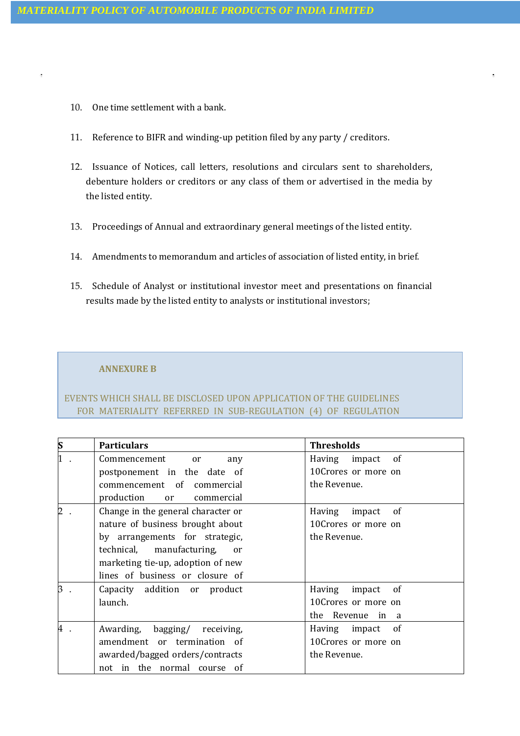10. One time settlement with a bank.

11. Reference to BIFR and winding-up petition filed by any party / creditors.

12. Issuance of Notices, call letters, resolutions and circulars sent to shareholders, debenture holders or creditors or any class of them or advertised in the media by the listed entity.

13. Proceedings of Annual and extraordinary general meetings of the listed entity.

14. Amendments to memorandum and articles of association of listed entity, in brief.

15. Schedule of Analyst or institutional investor meet and presentations on financial results made by the listed entity to analysts or institutional investors;

## ANNEXURE B

EVENTS WHICH SHALL BE DISCLOSED UPON APPLICATION OF THE GUIDELINES FOR MATERIALITY REFERRED IN SUB-REGULATION (4) OF REGULATION

| S | Particulars | Thresholds |
|---|---|---|
| 1 . | Commencement or any postponement in the date of commencement of commercial production or commercial | Having impact of 10Crores or more on the Revenue. |
| 2 . | Change in the general character or nature of business brought about by arrangements for strategic, technical, manufacturing, or marketing tie-up, adoption of new lines of business or closure of | Having impact of 10Crores or more on the Revenue. |
| 3 . | Capacity addition or product launch. | Having impact of 10Crores or more on the Revenue in a |
| 4 . | Awarding, bagging/ receiving, amendment or termination of awarded/bagged orders/contracts not in the normal course of | Having impact of 10Crores or more on the Revenue. |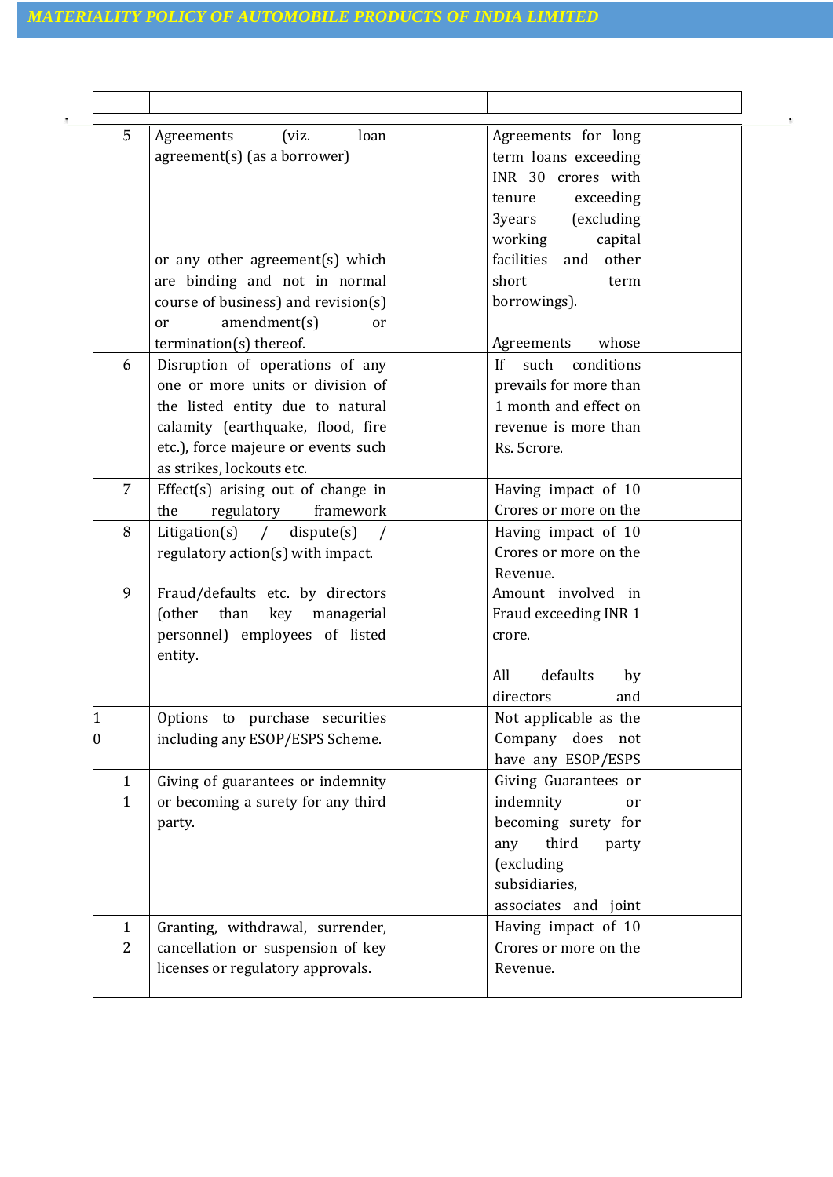| | | |
|---|---|---|
| 5 | Agreements (viz. loan agreement(s) (as a borrower) or any other agreement(s) which are binding and not in normal course of business) and revision(s) or amendment(s) or termination(s) thereof. | Agreements for long term loans exceeding INR 30 crores with tenure exceeding 3years (excluding working capital facilities and other short term borrowings). Agreements whose |
| 6 | Disruption of operations of any one or more units or division of the listed entity due to natural calamity (earthquake, flood, fire etc.), force majeure or events such as strikes, lockouts etc. | If such conditions prevails for more than 1 month and effect on revenue is more than Rs. 5crore. |
| 7 | Effect(s) arising out of change in the regulatory framework | Having impact of 10 Crores or more on the |
| 8 | Litigation(s) / dispute(s) / regulatory action(s) with impact. | Having impact of 10 Crores or more on the Revenue. |
| 9 | Fraud/defaults etc. by directors (other than key managerial personnel) employees of listed entity. | Amount involved in Fraud exceeding INR 1 crore. All defaults by directors and |
| 10 | Options to purchase securities including any ESOP/ESPS Scheme. | Not applicable as the Company does not have any ESOP/ESPS |
| 11 | Giving of guarantees or indemnity or becoming a surety for any third party. | Giving Guarantees or indemnity or becoming surety for any third party (excluding subsidiaries, associates and joint |
| 12 | Granting, withdrawal, surrender, cancellation or suspension of key licenses or regulatory approvals. | Having impact of 10 Crores or more on the Revenue. |